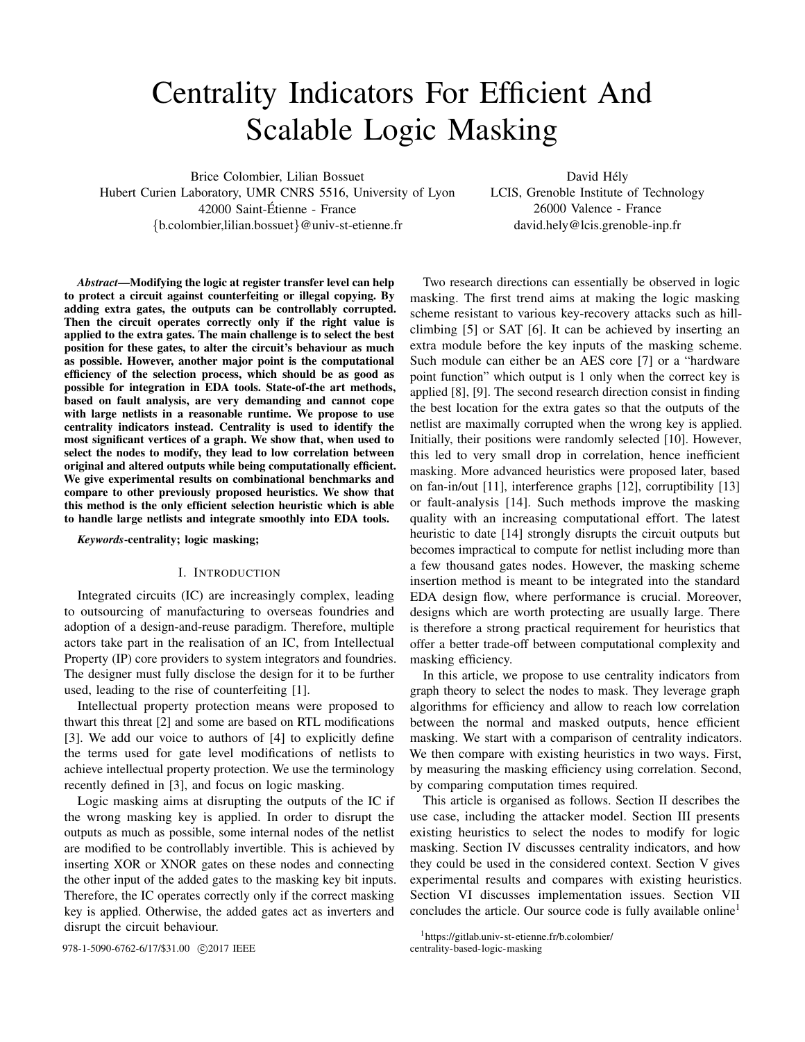# Centrality Indicators For Efficient And Scalable Logic Masking

Brice Colombier, Lilian Bossuet
Hubert Curien Laboratory, UMR CNRS 5516, University of Lyon
42000 Saint-Étienne - France
{b.colombier,lilian.bossuet}@univ-st-etienne.fr

David Hély
LCIS, Grenoble Institute of Technology
26000 Valence - France
david.hely@lcis.grenoble-inp.fr

***Abstract*—Modifying the logic at register transfer level can help to protect a circuit against counterfeiting or illegal copying. By adding extra gates, the outputs can be controllably corrupted. Then the circuit operates correctly only if the right value is applied to the extra gates. The main challenge is to select the best position for these gates, to alter the circuit's behaviour as much as possible. However, another major point is the computational efficiency of the selection process, which should be as good as possible for integration in EDA tools. State-of-the art methods, based on fault analysis, are very demanding and cannot cope with large netlists in a reasonable runtime. We propose to use centrality indicators instead. Centrality is used to identify the most significant vertices of a graph. We show that, when used to select the nodes to modify, they lead to low correlation between original and altered outputs while being computationally efficient. We give experimental results on combinational benchmarks and compare to other previously proposed heuristics. We show that this method is the only efficient selection heuristic which is able to handle large netlists and integrate smoothly into EDA tools.**

***Keywords*-centrality; logic masking;**

## I. Introduction

Integrated circuits (IC) are increasingly complex, leading to outsourcing of manufacturing to overseas foundries and adoption of a design-and-reuse paradigm. Therefore, multiple actors take part in the realisation of an IC, from Intellectual Property (IP) core providers to system integrators and foundries. The designer must fully disclose the design for it to be further used, leading to the rise of counterfeiting [1].

Intellectual property protection means were proposed to thwart this threat [2] and some are based on RTL modifications [3]. We add our voice to authors of [4] to explicitly define the terms used for gate level modifications of netlists to achieve intellectual property protection. We use the terminology recently defined in [3], and focus on logic masking.

Logic masking aims at disrupting the outputs of the IC if the wrong masking key is applied. In order to disrupt the outputs as much as possible, some internal nodes of the netlist are modified to be controllably invertible. This is achieved by inserting XOR or XNOR gates on these nodes and connecting the other input of the added gates to the masking key bit inputs. Therefore, the IC operates correctly only if the correct masking key is applied. Otherwise, the added gates act as inverters and disrupt the circuit behaviour.

Two research directions can essentially be observed in logic masking. The first trend aims at making the logic masking scheme resistant to various key-recovery attacks such as hill-climbing [5] or SAT [6]. It can be achieved by inserting an extra module before the key inputs of the masking scheme. Such module can either be an AES core [7] or a "hardware point function" which output is 1 only when the correct key is applied [8], [9]. The second research direction consist in finding the best location for the extra gates so that the outputs of the netlist are maximally corrupted when the wrong key is applied. Initially, their positions were randomly selected [10]. However, this led to very small drop in correlation, hence inefficient masking. More advanced heuristics were proposed later, based on fan-in/out [11], interference graphs [12], corruptibility [13] or fault-analysis [14]. Such methods improve the masking quality with an increasing computational effort. The latest heuristic to date [14] strongly disrupts the circuit outputs but becomes impractical to compute for netlist including more than a few thousand gates nodes. However, the masking scheme insertion method is meant to be integrated into the standard EDA design flow, where performance is crucial. Moreover, designs which are worth protecting are usually large. There is therefore a strong practical requirement for heuristics that offer a better trade-off between computational complexity and masking efficiency.

In this article, we propose to use centrality indicators from graph theory to select the nodes to mask. They leverage graph algorithms for efficiency and allow to reach low correlation between the normal and masked outputs, hence efficient masking. We start with a comparison of centrality indicators. We then compare with existing heuristics in two ways. First, by measuring the masking efficiency using correlation. Second, by comparing computation times required.

This article is organised as follows. Section II describes the use case, including the attacker model. Section III presents existing heuristics to select the nodes to modify for logic masking. Section IV discusses centrality indicators, and how they could be used in the considered context. Section V gives experimental results and compares with existing heuristics. Section VI discusses implementation issues. Section VII concludes the article. Our source code is fully available online[1]

[1]https://gitlab.univ-st-etienne.fr/b.colombier/centrality-based-logic-masking

978-1-5090-6762-6/17/$31.00 ©2017 IEEE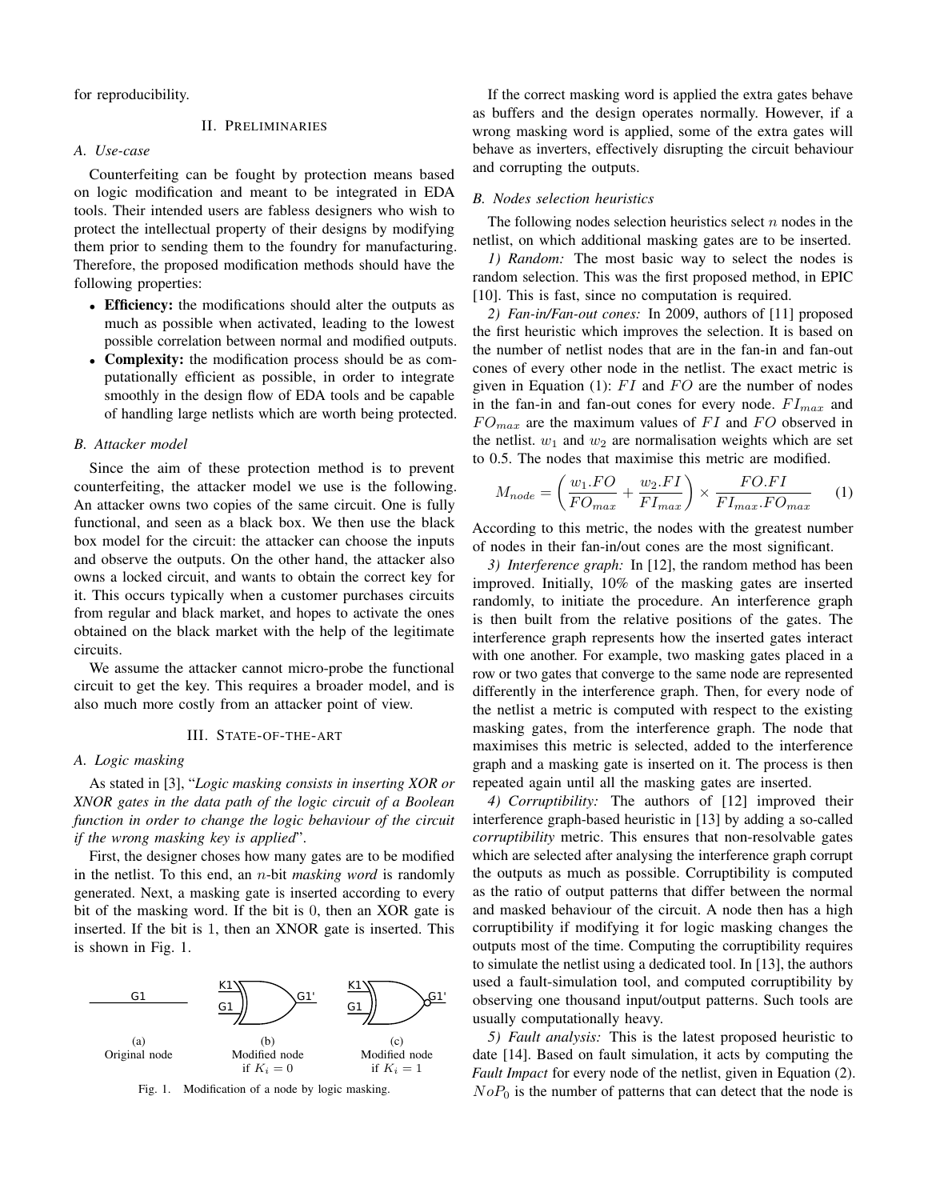for reproducibility.

## II. Preliminaries

### A. Use-case

Counterfeiting can be fought by protection means based on logic modification and meant to be integrated in EDA tools. Their intended users are fabless designers who wish to protect the intellectual property of their designs by modifying them prior to sending them to the foundry for manufacturing. Therefore, the proposed modification methods should have the following properties:

- **Efficiency:** the modifications should alter the outputs as much as possible when activated, leading to the lowest possible correlation between normal and modified outputs.
- **Complexity:** the modification process should be as computationally efficient as possible, in order to integrate smoothly in the design flow of EDA tools and be capable of handling large netlists which are worth being protected.

### B. Attacker model

Since the aim of these protection method is to prevent counterfeiting, the attacker model we use is the following. An attacker owns two copies of the same circuit. One is fully functional, and seen as a black box. We then use the black box model for the circuit: the attacker can choose the inputs and observe the outputs. On the other hand, the attacker also owns a locked circuit, and wants to obtain the correct key for it. This occurs typically when a customer purchases circuits from regular and black market, and hopes to activate the ones obtained on the black market with the help of the legitimate circuits.

We assume the attacker cannot micro-probe the functional circuit to get the key. This requires a broader model, and is also much more costly from an attacker point of view.

## III. State-of-the-art

### A. Logic masking

As stated in [3], "*Logic masking consists in inserting XOR or XNOR gates in the data path of the logic circuit of a Boolean function in order to change the logic behaviour of the circuit if the wrong masking key is applied*".

First, the designer choses how many gates are to be modified in the netlist. To this end, an $n$-bit *masking word* is randomly generated. Next, a masking gate is inserted according to every bit of the masking word. If the bit is 0, then an XOR gate is inserted. If the bit is 1, then an XNOR gate is inserted. This is shown in Fig. 1.

(a) Original node — (b) Modified node if $K_i = 0$ — (c) Modified node if $K_i = 1$

Fig. 1. Modification of a node by logic masking.

If the correct masking word is applied the extra gates behave as buffers and the design operates normally. However, if a wrong masking word is applied, some of the extra gates will behave as inverters, effectively disrupting the circuit behaviour and corrupting the outputs.

### B. Nodes selection heuristics

The following nodes selection heuristics select $n$ nodes in the netlist, on which additional masking gates are to be inserted.

*1) Random:* The most basic way to select the nodes is random selection. This was the first proposed method, in EPIC [10]. This is fast, since no computation is required.

*2) Fan-in/Fan-out cones:* In 2009, authors of [11] proposed the first heuristic which improves the selection. It is based on the number of netlist nodes that are in the fan-in and fan-out cones of every other node in the netlist. The exact metric is given in Equation (1): $FI$ and $FO$ are the number of nodes in the fan-in and fan-out cones for every node. $FI_{max}$ and $FO_{max}$ are the maximum values of $FI$ and $FO$ observed in the netlist. $w_1$ and $w_2$ are normalisation weights which are set to 0.5. The nodes that maximise this metric are modified.

$$M_{node} = \left( \frac{w_1.FO}{FO_{max}} + \frac{w_2.FI}{FI_{max}} \right) \times \frac{FO.FI}{FI_{max}.FO_{max}} \qquad (1)$$

According to this metric, the nodes with the greatest number of nodes in their fan-in/out cones are the most significant.

*3) Interference graph:* In [12], the random method has been improved. Initially, 10% of the masking gates are inserted randomly, to initiate the procedure. An interference graph is then built from the relative positions of the gates. The interference graph represents how the inserted gates interact with one another. For example, two masking gates placed in a row or two gates that converge to the same node are represented differently in the interference graph. Then, for every node of the netlist a metric is computed with respect to the existing masking gates, from the interference graph. The node that maximises this metric is selected, added to the interference graph and a masking gate is inserted on it. The process is then repeated again until all the masking gates are inserted.

*4) Corruptibility:* The authors of [12] improved their interference graph-based heuristic in [13] by adding a so-called *corruptibility* metric. This ensures that non-resolvable gates which are selected after analysing the interference graph corrupt the outputs as much as possible. Corruptibility is computed as the ratio of output patterns that differ between the normal and masked behaviour of the circuit. A node then has a high corruptibility if modifying it for logic masking changes the outputs most of the time. Computing the corruptibility requires to simulate the netlist using a dedicated tool. In [13], the authors used a fault-simulation tool, and computed corruptibility by observing one thousand input/output patterns. Such tools are usually computationally heavy.

*5) Fault analysis:* This is the latest proposed heuristic to date [14]. Based on fault simulation, it acts by computing the *Fault Impact* for every node of the netlist, given in Equation (2). $NoP_0$ is the number of patterns that can detect that the node is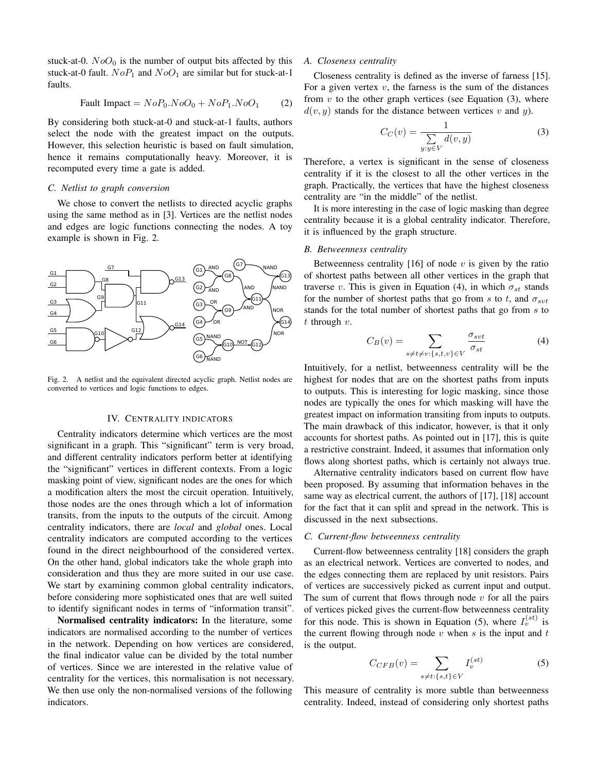stuck-at-0. $NoO_0$ is the number of output bits affected by this stuck-at-0 fault. $NoP_1$ and $NoO_1$ are similar but for stuck-at-1 faults.

$$\text{Fault Impact} = NoP_0.NoO_0 + NoP_1.NoO_1 \tag{2}$$

By considering both stuck-at-0 and stuck-at-1 faults, authors select the node with the greatest impact on the outputs. However, this selection heuristic is based on fault simulation, hence it remains computationally heavy. Moreover, it is recomputed every time a gate is added.

### C. Netlist to graph conversion

We chose to convert the netlists to directed acyclic graphs using the same method as in [3]. Vertices are the netlist nodes and edges are logic functions connecting the nodes. A toy example is shown in Fig. 2.

Fig. 2. A netlist and the equivalent directed acyclic graph. Netlist nodes are converted to vertices and logic functions to edges.

## IV. Centrality indicators

Centrality indicators determine which vertices are the most significant in a graph. This "significant" term is very broad, and different centrality indicators perform better at identifying the "significant" vertices in different contexts. From a logic masking point of view, significant nodes are the ones for which a modification alters the most the circuit operation. Intuitively, those nodes are the ones through which a lot of information transits, from the inputs to the outputs of the circuit. Among centrality indicators, there are *local* and *global* ones. Local centrality indicators are computed according to the vertices found in the direct neighbourhood of the considered vertex. On the other hand, global indicators take the whole graph into consideration and thus they are more suited in our use case. We start by examining common global centrality indicators, before considering more sophisticated ones that are well suited to identify significant nodes in terms of "information transit".

**Normalised centrality indicators:** In the literature, some indicators are normalised according to the number of vertices in the network. Depending on how vertices are considered, the final indicator value can be divided by the total number of vertices. Since we are interested in the relative value of centrality for the vertices, this normalisation is not necessary. We then use only the non-normalised versions of the following indicators.

### A. Closeness centrality

Closeness centrality is defined as the inverse of farness [15]. For a given vertex $v$, the farness is the sum of the distances from $v$ to the other graph vertices (see Equation (3), where $d(v, y)$ stands for the distance between vertices $v$ and $y$).

$$C_C(v) = \frac{1}{\sum\limits_{y:y \in V} d(v,y)} \tag{3}$$

Therefore, a vertex is significant in the sense of closeness centrality if it is the closest to all the other vertices in the graph. Practically, the vertices that have the highest closeness centrality are "in the middle" of the netlist.

It is more interesting in the case of logic masking than degree centrality because it is a global centrality indicator. Therefore, it is influenced by the graph structure.

### B. Betweenness centrality

Betweenness centrality [16] of node $v$ is given by the ratio of shortest paths between all other vertices in the graph that traverse $v$. This is given in Equation (4), in which $\sigma_{st}$ stands for the number of shortest paths that go from $s$ to $t$, and $\sigma_{svt}$ stands for the total number of shortest paths that go from $s$ to $t$ through $v$.

$$C_B(v) = \sum_{s \neq t \neq v:\{s,t,v\} \in V} \frac{\sigma_{svt}}{\sigma_{st}} \tag{4}$$

Intuitively, for a netlist, betweenness centrality will be the highest for nodes that are on the shortest paths from inputs to outputs. This is interesting for logic masking, since those nodes are typically the ones for which masking will have the greatest impact on information transiting from inputs to outputs. The main drawback of this indicator, however, is that it only accounts for shortest paths. As pointed out in [17], this is quite a restrictive constraint. Indeed, it assumes that information only flows along shortest paths, which is certainly not always true.

Alternative centrality indicators based on current flow have been proposed. By assuming that information behaves in the same way as electrical current, the authors of [17], [18] account for the fact that it can split and spread in the network. This is discussed in the next subsections.

### C. Current-flow betweenness centrality

Current-flow betweenness centrality [18] considers the graph as an electrical network. Vertices are converted to nodes, and the edges connecting them are replaced by unit resistors. Pairs of vertices are successively picked as current input and output. The sum of current that flows through node $v$ for all the pairs of vertices picked gives the current-flow betweenness centrality for this node. This is shown in Equation (5), where $I_v^{(st)}$ is the current flowing through node $v$ when $s$ is the input and $t$ is the output.

$$C_{CFB}(v) = \sum_{s \neq t:\{s,t\} \in V} I_v^{(st)} \tag{5}$$

This measure of centrality is more subtle than betweenness centrality. Indeed, instead of considering only shortest paths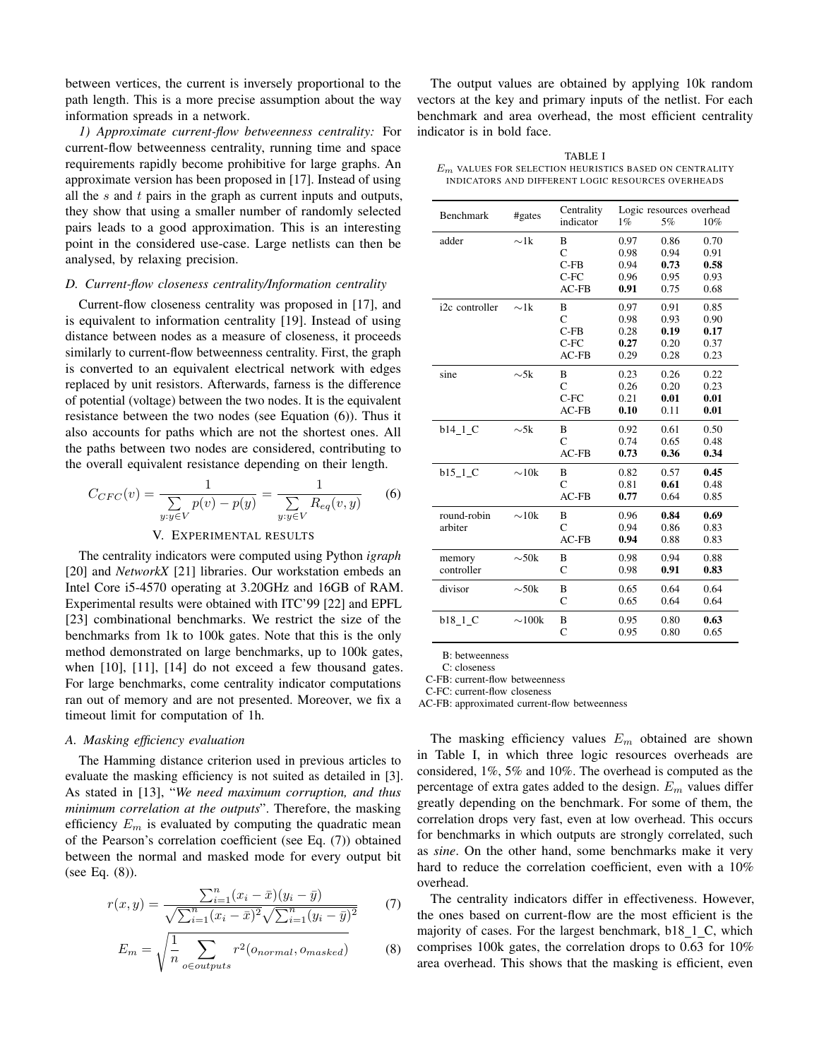between vertices, the current is inversely proportional to the path length. This is a more precise assumption about the way information spreads in a network.

*1) Approximate current-flow betweenness centrality:* For current-flow betweenness centrality, running time and space requirements rapidly become prohibitive for large graphs. An approximate version has been proposed in [17]. Instead of using all the $s$ and $t$ pairs in the graph as current inputs and outputs, they show that using a smaller number of randomly selected pairs leads to a good approximation. This is an interesting point in the considered use-case. Large netlists can then be analysed, by relaxing precision.

### D. Current-flow closeness centrality/Information centrality

Current-flow closeness centrality was proposed in [17], and is equivalent to information centrality [19]. Instead of using distance between nodes as a measure of closeness, it proceeds similarly to current-flow betweenness centrality. First, the graph is converted to an equivalent electrical network with edges replaced by unit resistors. Afterwards, farness is the difference of potential (voltage) between the two nodes. It is the equivalent resistance between the two nodes (see Equation (6)). Thus it also accounts for paths which are not the shortest ones. All the paths between two nodes are considered, contributing to the overall equivalent resistance depending on their length.

$$C_{CFC}(v) = \frac{1}{\sum\limits_{y:y\in V} p(v) - p(y)} = \frac{1}{\sum\limits_{y:y\in V} R_{eq}(v,y)} \quad (6)$$

## V. Experimental results

The centrality indicators were computed using Python *igraph* [20] and *NetworkX* [21] libraries. Our workstation embeds an Intel Core i5-4570 operating at 3.20GHz and 16GB of RAM. Experimental results were obtained with ITC'99 [22] and EPFL [23] combinational benchmarks. We restrict the size of the benchmarks from 1k to 100k gates. Note that this is the only method demonstrated on large benchmarks, up to 100k gates, when [10], [11], [14] do not exceed a few thousand gates. For large benchmarks, come centrality indicator computations ran out of memory and are not presented. Moreover, we fix a timeout limit for computation of 1h.

### A. Masking efficiency evaluation

The Hamming distance criterion used in previous articles to evaluate the masking efficiency is not suited as detailed in [3]. As stated in [13], "*We need maximum corruption, and thus minimum correlation at the outputs*". Therefore, the masking efficiency $E_m$ is evaluated by computing the quadratic mean of the Pearson's correlation coefficient (see Eq. (7)) obtained between the normal and masked mode for every output bit (see Eq. (8)).

$$r(x,y) = \frac{\sum_{i=1}^{n}(x_i - \bar{x})(y_i - \bar{y})}{\sqrt{\sum_{i=1}^{n}(x_i - \bar{x})^2}\sqrt{\sum_{i=1}^{n}(y_i - \bar{y})^2}} \quad (7)$$

$$E_m = \sqrt{\frac{1}{n}\sum_{o\in outputs} r^2(o_{normal}, o_{masked})} \quad (8)$$

The output values are obtained by applying 10k random vectors at the key and primary inputs of the netlist. For each benchmark and area overhead, the most efficient centrality indicator is in bold face.

TABLE I
$E_m$ values for selection heuristics based on centrality indicators and different logic resources overheads

| Benchmark | #gates | Centrality indicator | Logic resources overhead 1% | 5% | 10% |
|---|---|---|---|---|---|
| adder | ∼1k | B | 0.97 | 0.86 | 0.70 |
| | | C | 0.98 | 0.94 | 0.91 |
| | | C-FB | 0.94 | **0.73** | **0.58** |
| | | C-FC | 0.96 | 0.95 | 0.93 |
| | | AC-FB | **0.91** | 0.75 | 0.68 |
| i2c controller | ∼1k | B | 0.97 | 0.91 | 0.85 |
| | | C | 0.98 | 0.93 | 0.90 |
| | | C-FB | 0.28 | **0.19** | **0.17** |
| | | C-FC | **0.27** | 0.20 | 0.37 |
| | | AC-FB | 0.29 | 0.28 | 0.23 |
| sine | ∼5k | B | 0.23 | 0.26 | 0.22 |
| | | C | 0.26 | 0.20 | 0.23 |
| | | C-FC | 0.21 | **0.01** | **0.01** |
| | | AC-FB | **0.10** | 0.11 | **0.01** |
| b14_1_C | ∼5k | B | 0.92 | 0.61 | 0.50 |
| | | C | 0.74 | 0.65 | 0.48 |
| | | AC-FB | **0.73** | **0.36** | **0.34** |
| b15_1_C | ∼10k | B | 0.82 | 0.57 | **0.45** |
| | | C | 0.81 | **0.61** | 0.48 |
| | | AC-FB | **0.77** | 0.64 | 0.85 |
| round-robin arbiter | ∼10k | B | 0.96 | **0.84** | **0.69** |
| | | C | 0.94 | 0.86 | 0.83 |
| | | AC-FB | **0.94** | 0.88 | 0.83 |
| memory controller | ∼50k | B | 0.98 | 0.94 | 0.88 |
| | | C | 0.98 | **0.91** | **0.83** |
| divisor | ∼50k | B | 0.65 | 0.64 | 0.64 |
| | | C | 0.65 | 0.64 | 0.64 |
| b18_1_C | ∼100k | B | 0.95 | 0.80 | **0.63** |
| | | C | 0.95 | 0.80 | 0.65 |

B: betweenness
C: closeness
C-FB: current-flow betweenness
C-FC: current-flow closeness
AC-FB: approximated current-flow betweenness

The masking efficiency values $E_m$ obtained are shown in Table I, in which three logic resources overheads are considered, 1%, 5% and 10%. The overhead is computed as the percentage of extra gates added to the design. $E_m$ values differ greatly depending on the benchmark. For some of them, the correlation drops very fast, even at low overhead. This occurs for benchmarks in which outputs are strongly correlated, such as *sine*. On the other hand, some benchmarks make it very hard to reduce the correlation coefficient, even with a 10% overhead.

The centrality indicators differ in effectiveness. However, the ones based on current-flow are the most efficient is the majority of cases. For the largest benchmark, b18_1_C, which comprises 100k gates, the correlation drops to 0.63 for 10% area overhead. This shows that the masking is efficient, even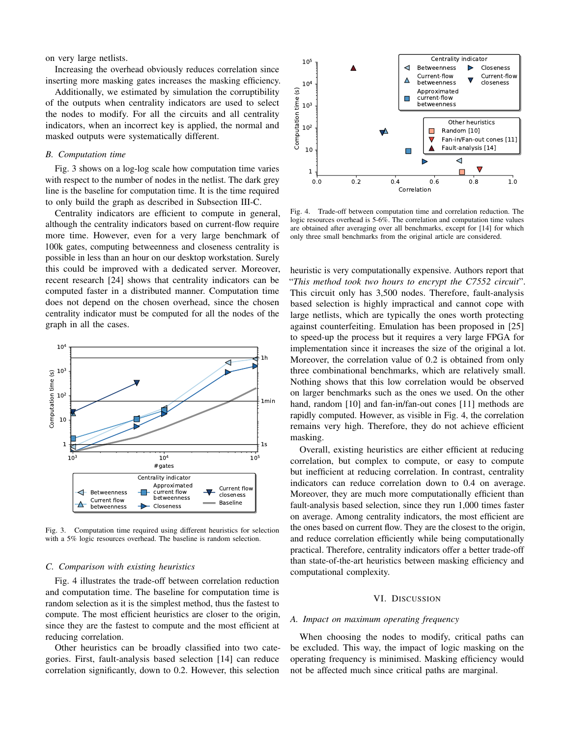on very large netlists.

Increasing the overhead obviously reduces correlation since inserting more masking gates increases the masking efficiency.

Additionally, we estimated by simulation the corruptibility of the outputs when centrality indicators are used to select the nodes to modify. For all the circuits and all centrality indicators, when an incorrect key is applied, the normal and masked outputs were systematically different.

### B. Computation time

Fig. 3 shows on a log-log scale how computation time varies with respect to the number of nodes in the netlist. The dark grey line is the baseline for computation time. It is the time required to only build the graph as described in Subsection III-C.

Centrality indicators are efficient to compute in general, although the centrality indicators based on current-flow require more time. However, even for a very large benchmark of 100k gates, computing betweenness and closeness centrality is possible in less than an hour on our desktop workstation. Surely this could be improved with a dedicated server. Moreover, recent research [24] shows that centrality indicators can be computed faster in a distributed manner. Computation time does not depend on the chosen overhead, since the chosen centrality indicator must be computed for all the nodes of the graph in all the cases.

Fig. 3. Computation time required using different heuristics for selection with a 5% logic resources overhead. The baseline is random selection.

### C. Comparison with existing heuristics

Fig. 4 illustrates the trade-off between correlation reduction and computation time. The baseline for computation time is random selection as it is the simplest method, thus the fastest to compute. The most efficient heuristics are closer to the origin, since they are the fastest to compute and the most efficient at reducing correlation.

Other heuristics can be broadly classified into two categories. First, fault-analysis based selection [14] can reduce correlation significantly, down to 0.2. However, this selection heuristic is very computationally expensive. Authors report that "*This method took two hours to encrypt the C7552 circuit*". This circuit only has 3,500 nodes. Therefore, fault-analysis based selection is highly impractical and cannot cope with large netlists, which are typically the ones worth protecting against counterfeiting. Emulation has been proposed in [25] to speed-up the process but it requires a very large FPGA for implementation since it increases the size of the original a lot. Moreover, the correlation value of 0.2 is obtained from only three combinational benchmarks, which are relatively small. Nothing shows that this low correlation would be observed on larger benchmarks such as the ones we used. On the other hand, random [10] and fan-in/fan-out cones [11] methods are rapidly computed. However, as visible in Fig. 4, the correlation remains very high. Therefore, they do not achieve efficient masking.

Fig. 4. Trade-off between computation time and correlation reduction. The logic resources overhead is 5-6%. The correlation and computation time values are obtained after averaging over all benchmarks, except for [14] for which only three small benchmarks from the original article are considered.

Overall, existing heuristics are either efficient at reducing correlation, but complex to compute, or easy to compute but inefficient at reducing correlation. In contrast, centrality indicators can reduce correlation down to 0.4 on average. Moreover, they are much more computationally efficient than fault-analysis based selection, since they run 1,000 times faster on average. Among centrality indicators, the most efficient are the ones based on current flow. They are the closest to the origin, and reduce correlation efficiently while being computationally practical. Therefore, centrality indicators offer a better trade-off than state-of-the-art heuristics between masking efficiency and computational complexity.

## VI. Discussion

### A. Impact on maximum operating frequency

When choosing the nodes to modify, critical paths can be excluded. This way, the impact of logic masking on the operating frequency is minimised. Masking efficiency would not be affected much since critical paths are marginal.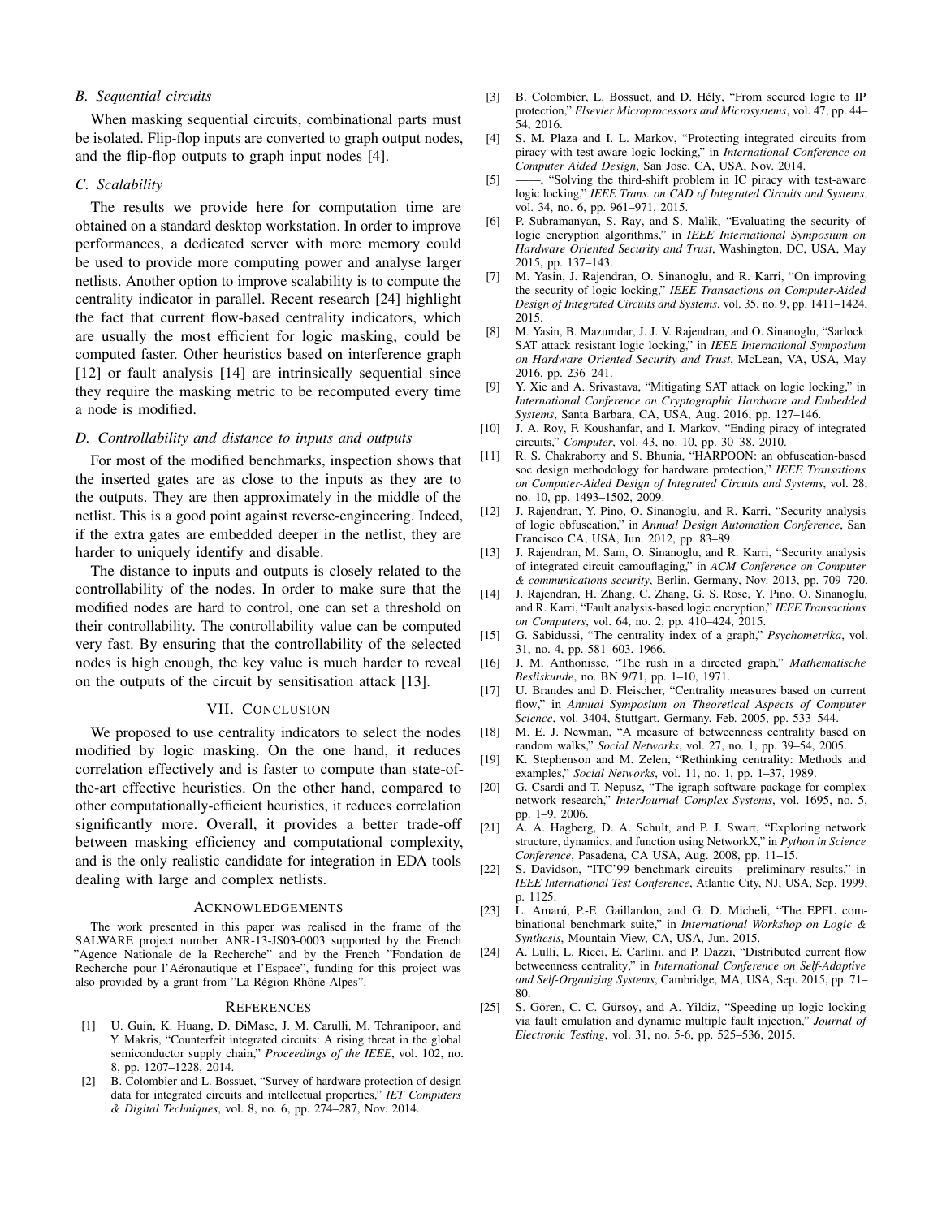### B. Sequential circuits

When masking sequential circuits, combinational parts must be isolated. Flip-flop inputs are converted to graph output nodes, and the flip-flop outputs to graph input nodes [4].

### C. Scalability

The results we provide here for computation time are obtained on a standard desktop workstation. In order to improve performances, a dedicated server with more memory could be used to provide more computing power and analyse larger netlists. Another option to improve scalability is to compute the centrality indicator in parallel. Recent research [24] highlight the fact that current flow-based centrality indicators, which are usually the most efficient for logic masking, could be computed faster. Other heuristics based on interference graph [12] or fault analysis [14] are intrinsically sequential since they require the masking metric to be recomputed every time a node is modified.

### D. Controllability and distance to inputs and outputs

For most of the modified benchmarks, inspection shows that the inserted gates are as close to the inputs as they are to the outputs. They are then approximately in the middle of the netlist. This is a good point against reverse-engineering. Indeed, if the extra gates are embedded deeper in the netlist, they are harder to uniquely identify and disable.

The distance to inputs and outputs is closely related to the controllability of the nodes. In order to make sure that the modified nodes are hard to control, one can set a threshold on their controllability. The controllability value can be computed very fast. By ensuring that the controllability of the selected nodes is high enough, the key value is much harder to reveal on the outputs of the circuit by sensitisation attack [13].

## VII. Conclusion

We proposed to use centrality indicators to select the nodes modified by logic masking. On the one hand, it reduces correlation effectively and is faster to compute than state-of-the-art effective heuristics. On the other hand, compared to other computationally-efficient heuristics, it reduces correlation significantly more. Overall, it provides a better trade-off between masking efficiency and computational complexity, and is the only realistic candidate for integration in EDA tools dealing with large and complex netlists.

## Acknowledgements

The work presented in this paper was realised in the frame of the SALWARE project number ANR-13-JS03-0003 supported by the French "Agence Nationale de la Recherche" and by the French "Fondation de Recherche pour l'Aéronautique et l'Espace", funding for this project was also provided by a grant from "La Région Rhône-Alpes".

## References

[1] U. Guin, K. Huang, D. DiMase, J. M. Carulli, M. Tehranipoor, and Y. Makris, "Counterfeit integrated circuits: A rising threat in the global semiconductor supply chain," *Proceedings of the IEEE*, vol. 102, no. 8, pp. 1207–1228, 2014.

[2] B. Colombier and L. Bossuet, "Survey of hardware protection of design data for integrated circuits and intellectual properties," *IET Computers & Digital Techniques*, vol. 8, no. 6, pp. 274–287, Nov. 2014.

[3] B. Colombier, L. Bossuet, and D. Hély, "From secured logic to IP protection," *Elsevier Microprocessors and Microsystems*, vol. 47, pp. 44–54, 2016.

[4] S. M. Plaza and I. L. Markov, "Protecting integrated circuits from piracy with test-aware logic locking," in *International Conference on Computer Aided Design*, San Jose, CA, USA, Nov. 2014.

[5] ——, "Solving the third-shift problem in IC piracy with test-aware logic locking," *IEEE Trans. on CAD of Integrated Circuits and Systems*, vol. 34, no. 6, pp. 961–971, 2015.

[6] P. Subramanyan, S. Ray, and S. Malik, "Evaluating the security of logic encryption algorithms," in *IEEE International Symposium on Hardware Oriented Security and Trust*, Washington, DC, USA, May 2015, pp. 137–143.

[7] M. Yasin, J. Rajendran, O. Sinanoglu, and R. Karri, "On improving the security of logic locking," *IEEE Transactions on Computer-Aided Design of Integrated Circuits and Systems*, vol. 35, no. 9, pp. 1411–1424, 2015.

[8] M. Yasin, B. Mazumdar, J. J. V. Rajendran, and O. Sinanoglu, "Sarlock: SAT attack resistant logic locking," in *IEEE International Symposium on Hardware Oriented Security and Trust*, McLean, VA, USA, May 2016, pp. 236–241.

[9] Y. Xie and A. Srivastava, "Mitigating SAT attack on logic locking," in *International Conference on Cryptographic Hardware and Embedded Systems*, Santa Barbara, CA, USA, Aug. 2016, pp. 127–146.

[10] J. A. Roy, F. Koushanfar, and I. Markov, "Ending piracy of integrated circuits," *Computer*, vol. 43, no. 10, pp. 30–38, 2010.

[11] R. S. Chakraborty and S. Bhunia, "HARPOON: an obfuscation-based soc design methodology for hardware protection," *IEEE Transations on Computer-Aided Design of Integrated Circuits and Systems*, vol. 28, no. 10, pp. 1493–1502, 2009.

[12] J. Rajendran, Y. Pino, O. Sinanoglu, and R. Karri, "Security analysis of logic obfuscation," in *Annual Design Automation Conference*, San Francisco CA, USA, Jun. 2012, pp. 83–89.

[13] J. Rajendran, M. Sam, O. Sinanoglu, and R. Karri, "Security analysis of integrated circuit camouflaging," in *ACM Conference on Computer & communications security*, Berlin, Germany, Nov. 2013, pp. 709–720.

[14] J. Rajendran, H. Zhang, C. Zhang, G. S. Rose, Y. Pino, O. Sinanoglu, and R. Karri, "Fault analysis-based logic encryption," *IEEE Transactions on Computers*, vol. 64, no. 2, pp. 410–424, 2015.

[15] G. Sabidussi, "The centrality index of a graph," *Psychometrika*, vol. 31, no. 4, pp. 581–603, 1966.

[16] J. M. Anthonisse, "The rush in a directed graph," *Mathematische Besliskunde*, no. BN 9/71, pp. 1–10, 1971.

[17] U. Brandes and D. Fleischer, "Centrality measures based on current flow," in *Annual Symposium on Theoretical Aspects of Computer Science*, vol. 3404, Stuttgart, Germany, Feb. 2005, pp. 533–544.

[18] M. E. J. Newman, "A measure of betweenness centrality based on random walks," *Social Networks*, vol. 27, no. 1, pp. 39–54, 2005.

[19] K. Stephenson and M. Zelen, "Rethinking centrality: Methods and examples," *Social Networks*, vol. 11, no. 1, pp. 1–37, 1989.

[20] G. Csardi and T. Nepusz, "The igraph software package for complex network research," *InterJournal Complex Systems*, vol. 1695, no. 5, pp. 1–9, 2006.

[21] A. A. Hagberg, D. A. Schult, and P. J. Swart, "Exploring network structure, dynamics, and function using NetworkX," in *Python in Science Conference*, Pasadena, CA USA, Aug. 2008, pp. 11–15.

[22] S. Davidson, "ITC'99 benchmark circuits - preliminary results," in *IEEE International Test Conference*, Atlantic City, NJ, USA, Sep. 1999, p. 1125.

[23] L. Amarú, P.-E. Gaillardon, and G. D. Micheli, "The EPFL combinational benchmark suite," in *International Workshop on Logic & Synthesis*, Mountain View, CA, USA, Jun. 2015.

[24] A. Lulli, L. Ricci, E. Carlini, and P. Dazzi, "Distributed current flow betweenness centrality," in *International Conference on Self-Adaptive and Self-Organizing Systems*, Cambridge, MA, USA, Sep. 2015, pp. 71–80.

[25] S. Gören, C. C. Gürsoy, and A. Yildiz, "Speeding up logic locking via fault emulation and dynamic multiple fault injection," *Journal of Electronic Testing*, vol. 31, no. 5-6, pp. 525–536, 2015.